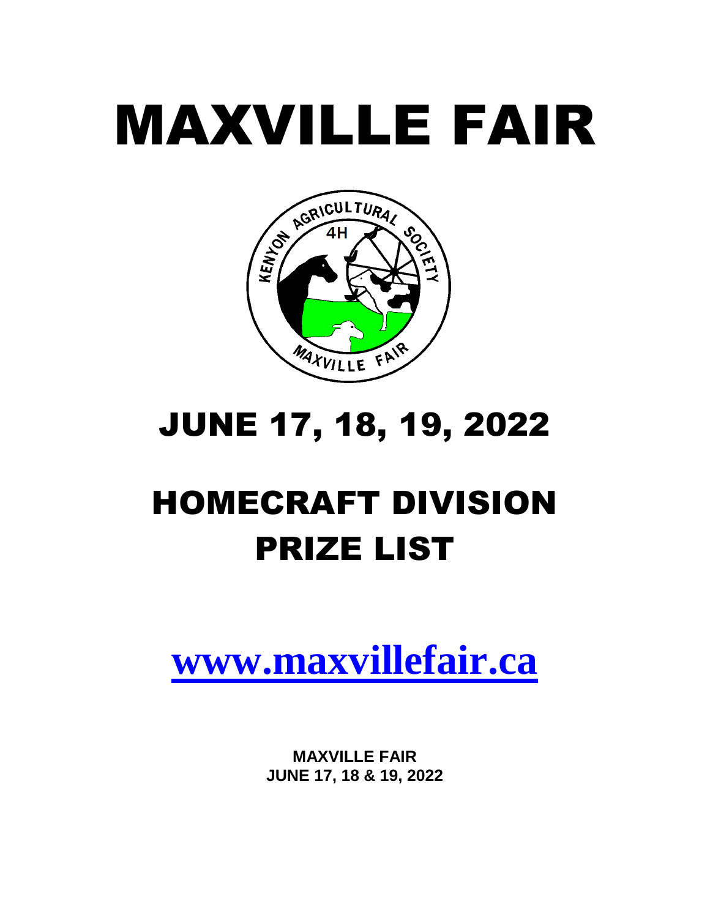# MAXVILLE FAIR

# JUNE 17, 18, 19, 2022

# HOMECRAFT DIVISION PRIZE LIST

## [www.maxvillefair.ca](http://www.maxvillefair.ca)

**MAXVILLE FAIR**
**JUNE 17, 18 & 19, 2022**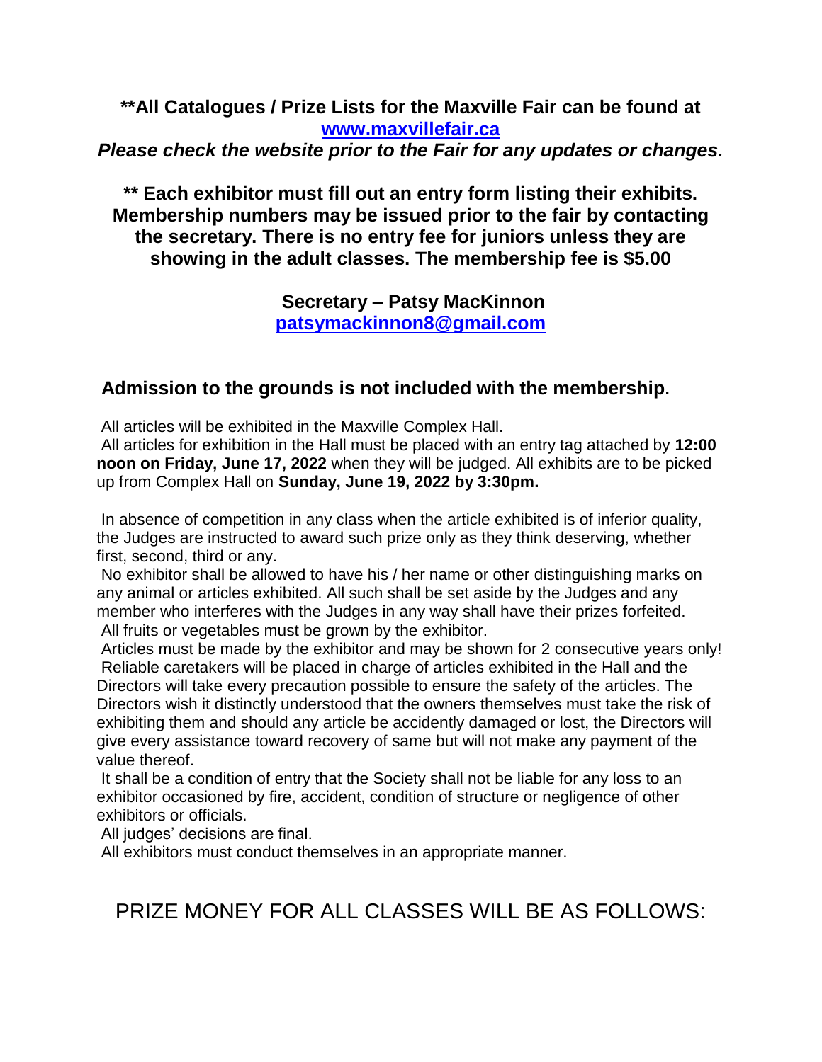**\*\*All Catalogues / Prize Lists for the Maxville Fair can be found at [www.maxvillefair.ca](http://www.maxvillefair.ca)**

***Please check the website prior to the Fair for any updates or changes.***

**\*\* Each exhibitor must fill out an entry form listing their exhibits. Membership numbers may be issued prior to the fair by contacting the secretary. There is no entry fee for juniors unless they are showing in the adult classes. The membership fee is $5.00**

**Secretary – Patsy MacKinnon**
**[patsymackinnon8@gmail.com](mailto:patsymackinnon8@gmail.com)**

**Admission to the grounds is not included with the membership.**

All articles will be exhibited in the Maxville Complex Hall.

All articles for exhibition in the Hall must be placed with an entry tag attached by **12:00 noon on Friday, June 17, 2022** when they will be judged. All exhibits are to be picked up from Complex Hall on **Sunday, June 19, 2022 by 3:30pm.**

In absence of competition in any class when the article exhibited is of inferior quality, the Judges are instructed to award such prize only as they think deserving, whether first, second, third or any.

No exhibitor shall be allowed to have his / her name or other distinguishing marks on any animal or articles exhibited. All such shall be set aside by the Judges and any member who interferes with the Judges in any way shall have their prizes forfeited.

All fruits or vegetables must be grown by the exhibitor.

Articles must be made by the exhibitor and may be shown for 2 consecutive years only!

Reliable caretakers will be placed in charge of articles exhibited in the Hall and the Directors will take every precaution possible to ensure the safety of the articles. The Directors wish it distinctly understood that the owners themselves must take the risk of exhibiting them and should any article be accidently damaged or lost, the Directors will give every assistance toward recovery of same but will not make any payment of the value thereof.

It shall be a condition of entry that the Society shall not be liable for any loss to an exhibitor occasioned by fire, accident, condition of structure or negligence of other exhibitors or officials.

All judges' decisions are final.

All exhibitors must conduct themselves in an appropriate manner.

## PRIZE MONEY FOR ALL CLASSES WILL BE AS FOLLOWS: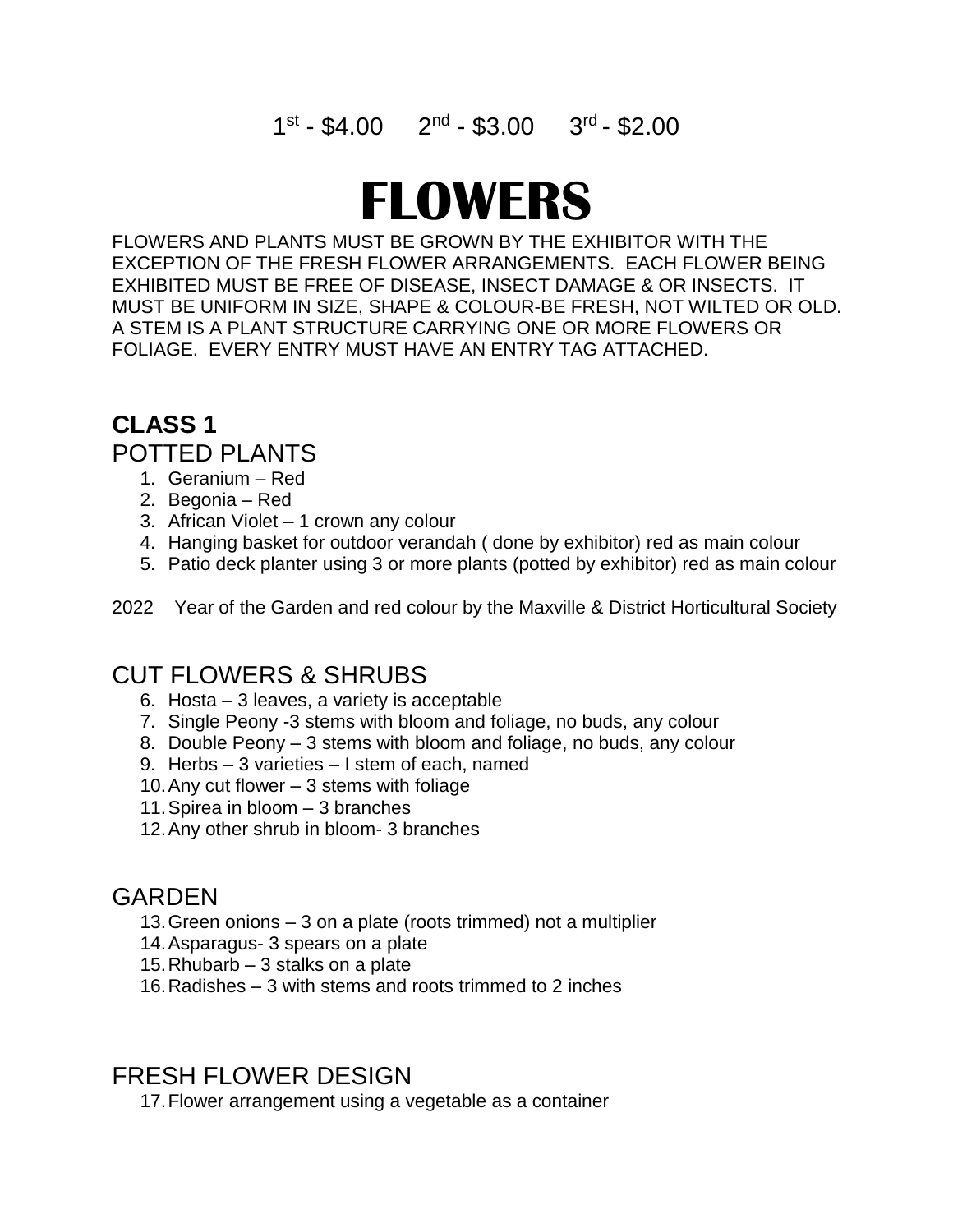1st - $4.00    2nd - $3.00    3rd - $2.00

# FLOWERS

FLOWERS AND PLANTS MUST BE GROWN BY THE EXHIBITOR WITH THE EXCEPTION OF THE FRESH FLOWER ARRANGEMENTS. EACH FLOWER BEING EXHIBITED MUST BE FREE OF DISEASE, INSECT DAMAGE & OR INSECTS. IT MUST BE UNIFORM IN SIZE, SHAPE & COLOUR-BE FRESH, NOT WILTED OR OLD. A STEM IS A PLANT STRUCTURE CARRYING ONE OR MORE FLOWERS OR FOLIAGE. EVERY ENTRY MUST HAVE AN ENTRY TAG ATTACHED.

## CLASS 1

### POTTED PLANTS

1. Geranium – Red
2. Begonia – Red
3. African Violet – 1 crown any colour
4. Hanging basket for outdoor verandah ( done by exhibitor) red as main colour
5. Patio deck planter using 3 or more plants (potted by exhibitor) red as main colour

2022 Year of the Garden and red colour by the Maxville & District Horticultural Society

### CUT FLOWERS & SHRUBS

6. Hosta – 3 leaves, a variety is acceptable
7. Single Peony -3 stems with bloom and foliage, no buds, any colour
8. Double Peony – 3 stems with bloom and foliage, no buds, any colour
9. Herbs – 3 varieties – I stem of each, named
10. Any cut flower – 3 stems with foliage
11. Spirea in bloom – 3 branches
12. Any other shrub in bloom- 3 branches

### GARDEN

13. Green onions – 3 on a plate (roots trimmed) not a multiplier
14. Asparagus- 3 spears on a plate
15. Rhubarb – 3 stalks on a plate
16. Radishes – 3 with stems and roots trimmed to 2 inches

### FRESH FLOWER DESIGN

17. Flower arrangement using a vegetable as a container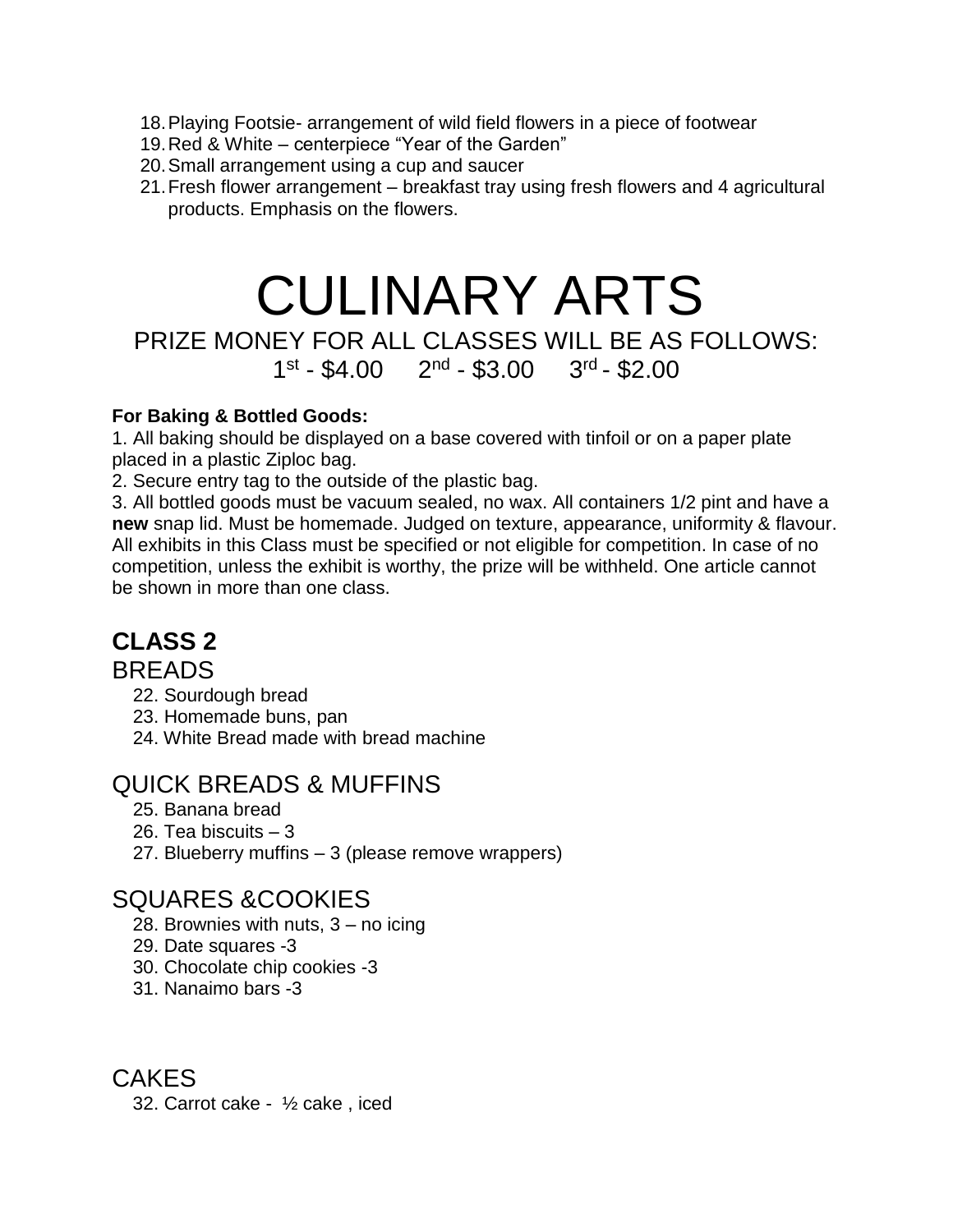18. Playing Footsie- arrangement of wild field flowers in a piece of footwear
19. Red & White – centerpiece "Year of the Garden"
20. Small arrangement using a cup and saucer
21. Fresh flower arrangement – breakfast tray using fresh flowers and 4 agricultural products. Emphasis on the flowers.

# CULINARY ARTS

PRIZE MONEY FOR ALL CLASSES WILL BE AS FOLLOWS:

1st - $4.00 2nd - $3.00 3rd - $2.00

**For Baking & Bottled Goods:**

1. All baking should be displayed on a base covered with tinfoil or on a paper plate placed in a plastic Ziploc bag.
2. Secure entry tag to the outside of the plastic bag.
3. All bottled goods must be vacuum sealed, no wax. All containers 1/2 pint and have a **new** snap lid. Must be homemade. Judged on texture, appearance, uniformity & flavour. All exhibits in this Class must be specified or not eligible for competition. In case of no competition, unless the exhibit is worthy, the prize will be withheld. One article cannot be shown in more than one class.

## CLASS 2

### BREADS

22. Sourdough bread
23. Homemade buns, pan
24. White Bread made with bread machine

### QUICK BREADS & MUFFINS

25. Banana bread
26. Tea biscuits – 3
27. Blueberry muffins – 3 (please remove wrappers)

### SQUARES &COOKIES

28. Brownies with nuts, 3 – no icing
29. Date squares -3
30. Chocolate chip cookies -3
31. Nanaimo bars -3

### CAKES

32. Carrot cake - ½ cake , iced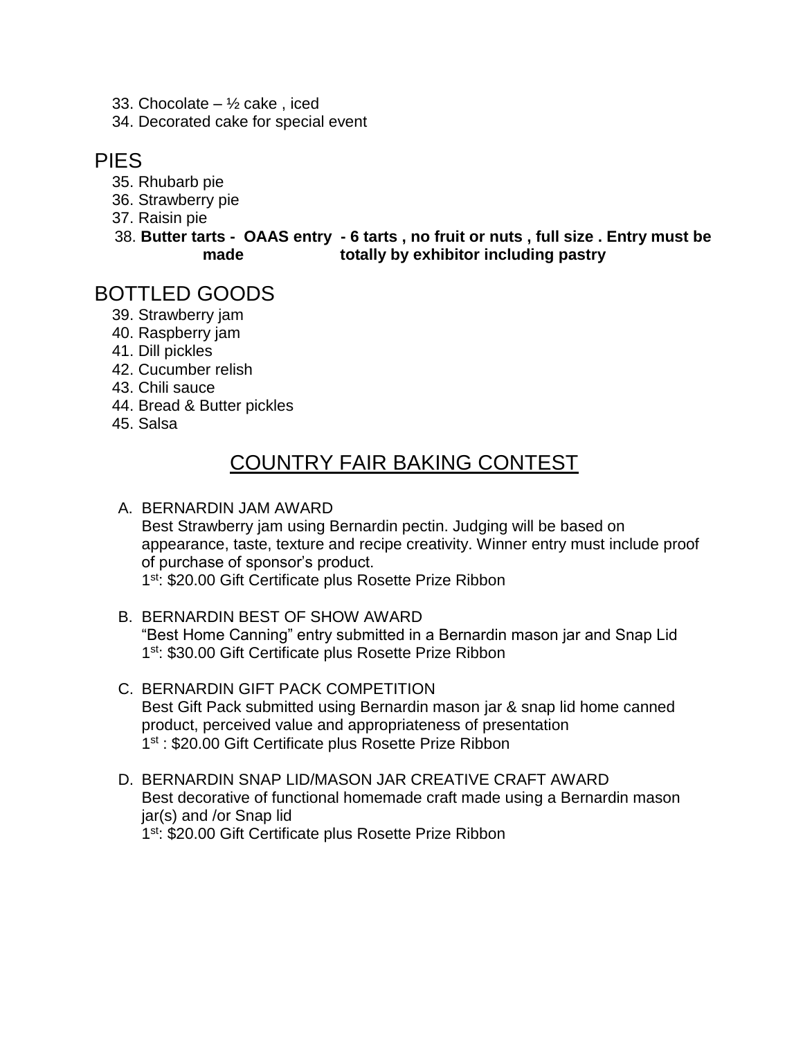33. Chocolate – ½ cake , iced
34. Decorated cake for special event

## PIES

35. Rhubarb pie
36. Strawberry pie
37. Raisin pie
38. **Butter tarts - OAAS entry made - 6 tarts , no fruit or nuts , full size . Entry must be totally by exhibitor including pastry**

## BOTTLED GOODS

39. Strawberry jam
40. Raspberry jam
41. Dill pickles
42. Cucumber relish
43. Chili sauce
44. Bread & Butter pickles
45. Salsa

## COUNTRY FAIR BAKING CONTEST

A. BERNARDIN JAM AWARD
   Best Strawberry jam using Bernardin pectin. Judging will be based on appearance, taste, texture and recipe creativity. Winner entry must include proof of purchase of sponsor's product.
   1st: $20.00 Gift Certificate plus Rosette Prize Ribbon

B. BERNARDIN BEST OF SHOW AWARD
   "Best Home Canning" entry submitted in a Bernardin mason jar and Snap Lid
   1st: $30.00 Gift Certificate plus Rosette Prize Ribbon

C. BERNARDIN GIFT PACK COMPETITION
   Best Gift Pack submitted using Bernardin mason jar & snap lid home canned product, perceived value and appropriateness of presentation
   1st : $20.00 Gift Certificate plus Rosette Prize Ribbon

D. BERNARDIN SNAP LID/MASON JAR CREATIVE CRAFT AWARD
   Best decorative of functional homemade craft made using a Bernardin mason jar(s) and /or Snap lid
   1st: $20.00 Gift Certificate plus Rosette Prize Ribbon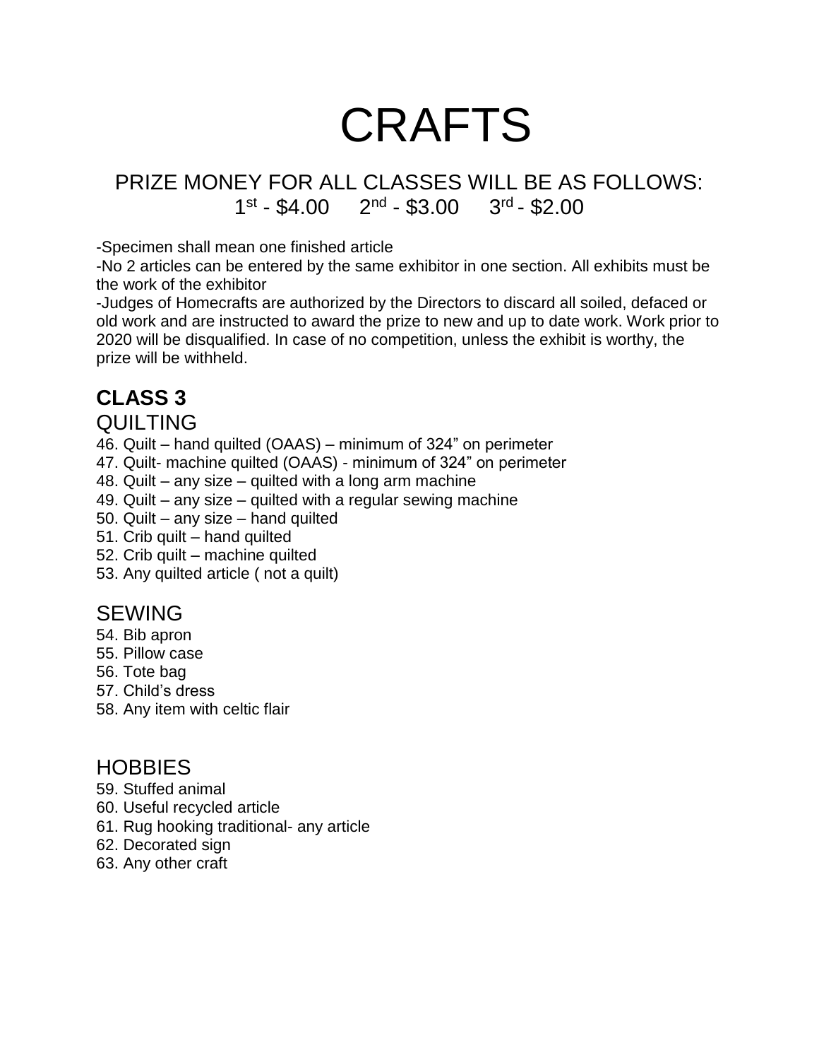# CRAFTS

PRIZE MONEY FOR ALL CLASSES WILL BE AS FOLLOWS:
1st - $4.00     2nd - $3.00     3rd - $2.00

-Specimen shall mean one finished article
-No 2 articles can be entered by the same exhibitor in one section. All exhibits must be the work of the exhibitor
-Judges of Homecrafts are authorized by the Directors to discard all soiled, defaced or old work and are instructed to award the prize to new and up to date work. Work prior to 2020 will be disqualified. In case of no competition, unless the exhibit is worthy, the prize will be withheld.

## CLASS 3

### QUILTING

46. Quilt – hand quilted (OAAS) – minimum of 324" on perimeter
47. Quilt- machine quilted (OAAS) - minimum of 324" on perimeter
48. Quilt – any size – quilted with a long arm machine
49. Quilt – any size – quilted with a regular sewing machine
50. Quilt – any size – hand quilted
51. Crib quilt – hand quilted
52. Crib quilt – machine quilted
53. Any quilted article ( not a quilt)

### SEWING

54. Bib apron
55. Pillow case
56. Tote bag
57. Child's dress
58. Any item with celtic flair

### HOBBIES

59. Stuffed animal
60. Useful recycled article
61. Rug hooking traditional- any article
62. Decorated sign
63. Any other craft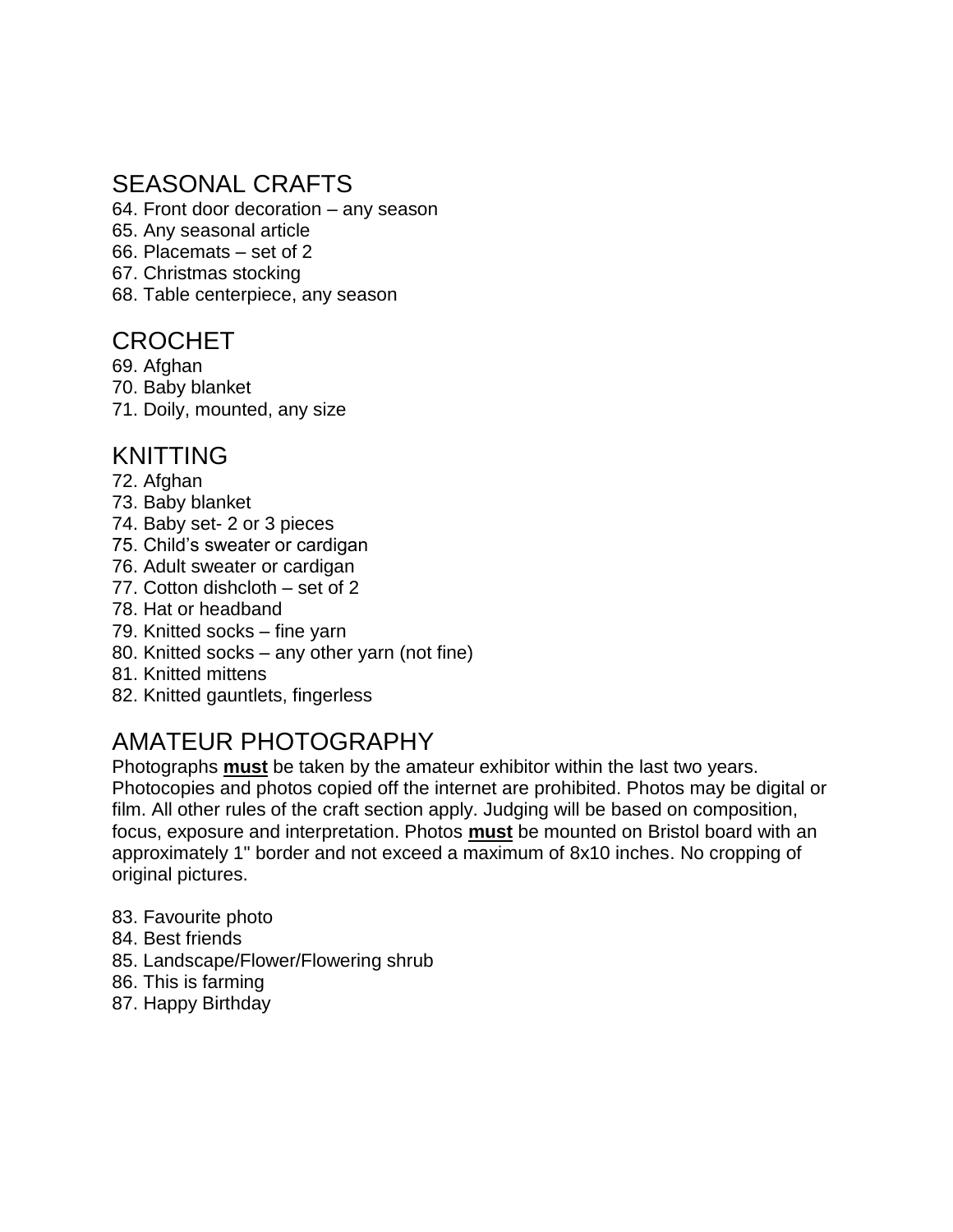## SEASONAL CRAFTS

64. Front door decoration – any season
65. Any seasonal article
66. Placemats – set of 2
67. Christmas stocking
68. Table centerpiece, any season

## CROCHET

69. Afghan
70. Baby blanket
71. Doily, mounted, any size

## KNITTING

72. Afghan
73. Baby blanket
74. Baby set- 2 or 3 pieces
75. Child's sweater or cardigan
76. Adult sweater or cardigan
77. Cotton dishcloth – set of 2
78. Hat or headband
79. Knitted socks – fine yarn
80. Knitted socks – any other yarn (not fine)
81. Knitted mittens
82. Knitted gauntlets, fingerless

## AMATEUR PHOTOGRAPHY

Photographs **must** be taken by the amateur exhibitor within the last two years. Photocopies and photos copied off the internet are prohibited. Photos may be digital or film. All other rules of the craft section apply. Judging will be based on composition, focus, exposure and interpretation. Photos **must** be mounted on Bristol board with an approximately 1" border and not exceed a maximum of 8x10 inches. No cropping of original pictures.

83. Favourite photo
84. Best friends
85. Landscape/Flower/Flowering shrub
86. This is farming
87. Happy Birthday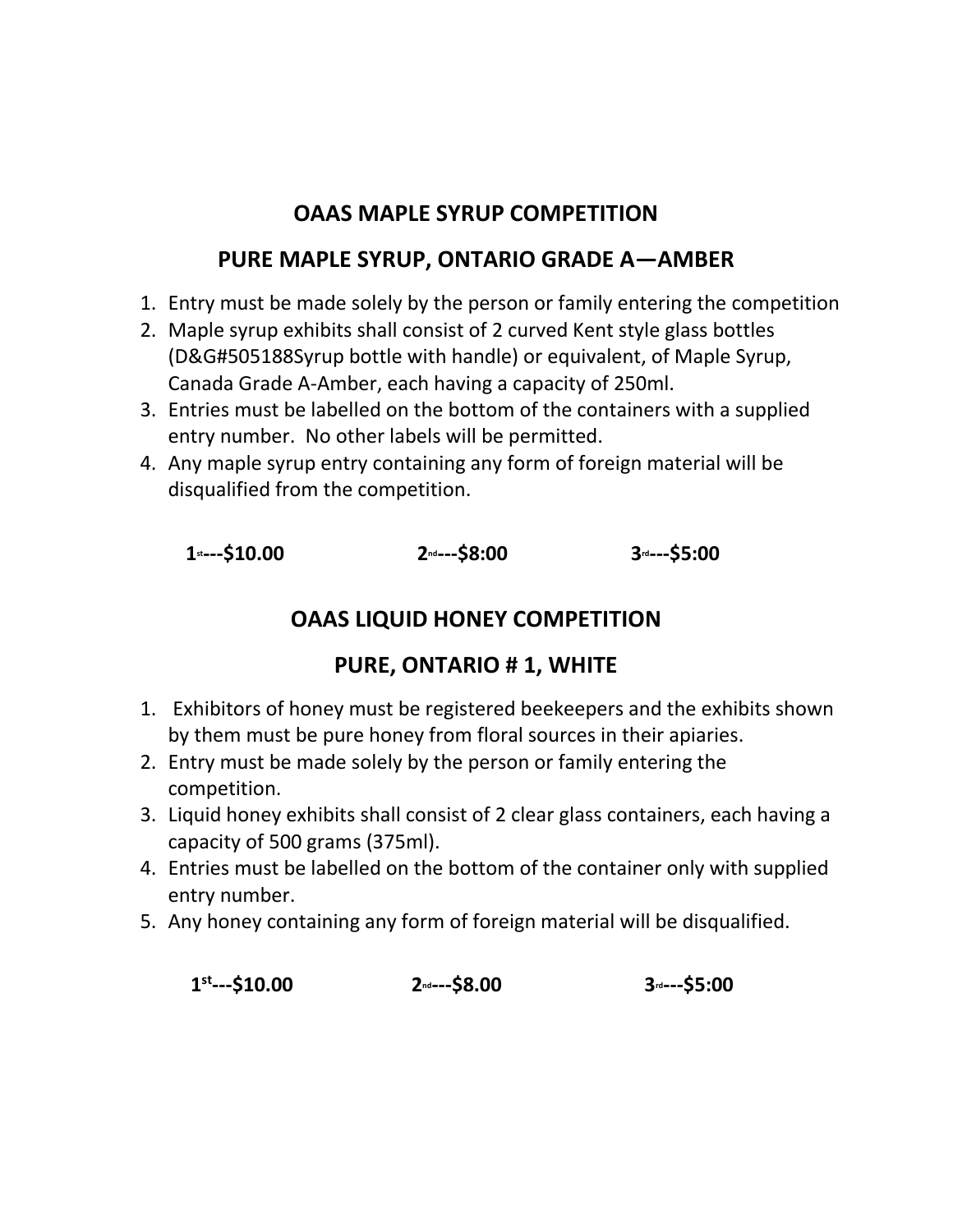## OAAS MAPLE SYRUP COMPETITION

## PURE MAPLE SYRUP, ONTARIO GRADE A—AMBER

1. Entry must be made solely by the person or family entering the competition
2. Maple syrup exhibits shall consist of 2 curved Kent style glass bottles (D&G#505188Syrup bottle with handle) or equivalent, of Maple Syrup, Canada Grade A-Amber, each having a capacity of 250ml.
3. Entries must be labelled on the bottom of the containers with a supplied entry number. No other labels will be permitted.
4. Any maple syrup entry containing any form of foreign material will be disqualified from the competition.

**1st---$10.00** **2nd---$8:00** **3rd---$5:00**

## OAAS LIQUID HONEY COMPETITION

## PURE, ONTARIO # 1, WHITE

1. Exhibitors of honey must be registered beekeepers and the exhibits shown by them must be pure honey from floral sources in their apiaries.
2. Entry must be made solely by the person or family entering the competition.
3. Liquid honey exhibits shall consist of 2 clear glass containers, each having a capacity of 500 grams (375ml).
4. Entries must be labelled on the bottom of the container only with supplied entry number.
5. Any honey containing any form of foreign material will be disqualified.

**1st---$10.00** **2nd---$8.00** **3rd---$5:00**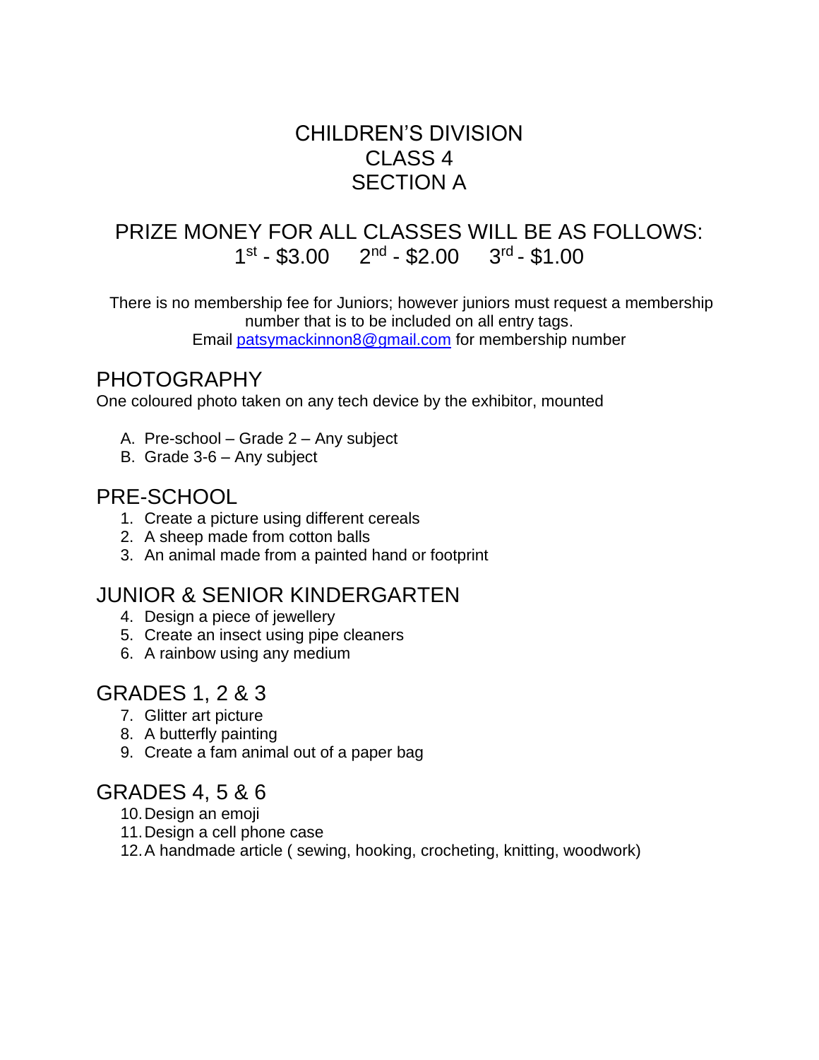# CHILDREN'S DIVISION
# CLASS 4
# SECTION A

## PRIZE MONEY FOR ALL CLASSES WILL BE AS FOLLOWS:
## 1st - $3.00     2nd - $2.00     3rd - $1.00

There is no membership fee for Juniors; however juniors must request a membership number that is to be included on all entry tags.
Email patsymackinnon8@gmail.com for membership number

## PHOTOGRAPHY

One coloured photo taken on any tech device by the exhibitor, mounted

A. Pre-school – Grade 2 – Any subject
B. Grade 3-6 – Any subject

## PRE-SCHOOL

1. Create a picture using different cereals
2. A sheep made from cotton balls
3. An animal made from a painted hand or footprint

## JUNIOR & SENIOR KINDERGARTEN

4. Design a piece of jewellery
5. Create an insect using pipe cleaners
6. A rainbow using any medium

## GRADES 1, 2 & 3

7. Glitter art picture
8. A butterfly painting
9. Create a fam animal out of a paper bag

## GRADES 4, 5 & 6

10. Design an emoji
11. Design a cell phone case
12. A handmade article ( sewing, hooking, crocheting, knitting, woodwork)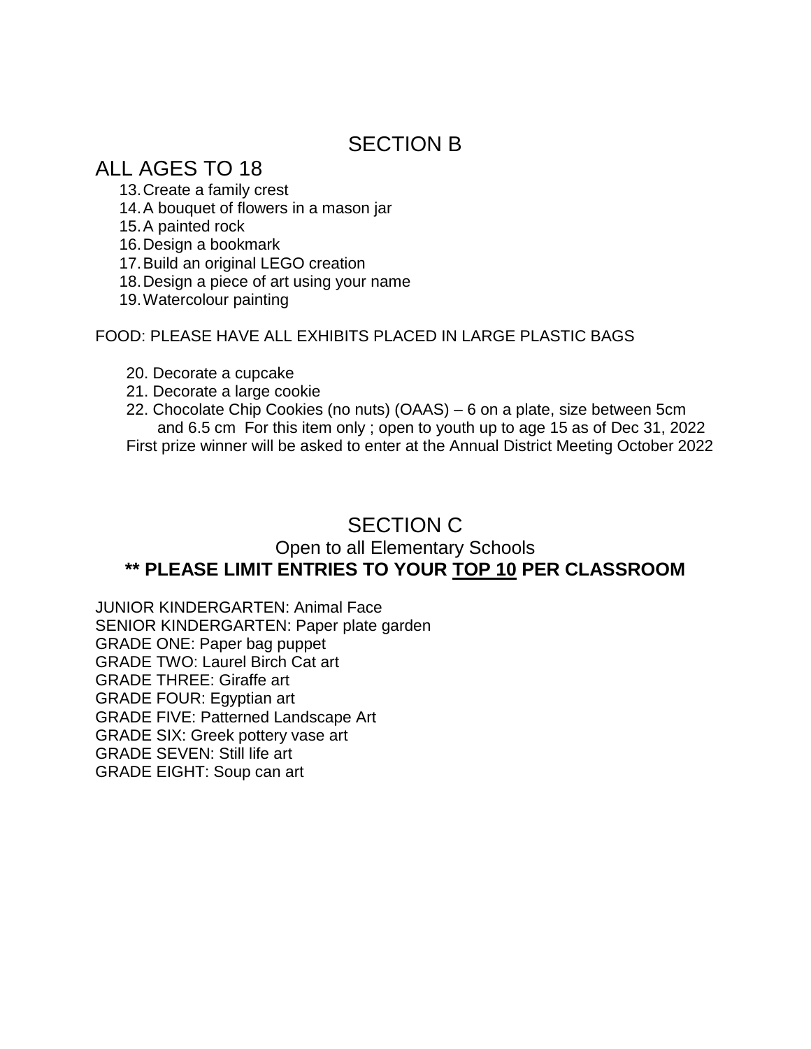## SECTION B

## ALL AGES TO 18

13. Create a family crest
14. A bouquet of flowers in a mason jar
15. A painted rock
16. Design a bookmark
17. Build an original LEGO creation
18. Design a piece of art using your name
19. Watercolour painting

FOOD: PLEASE HAVE ALL EXHIBITS PLACED IN LARGE PLASTIC BAGS

20. Decorate a cupcake
21. Decorate a large cookie
22. Chocolate Chip Cookies (no nuts) (OAAS) – 6 on a plate, size between 5cm and 6.5 cm For this item only ; open to youth up to age 15 as of Dec 31, 2022

First prize winner will be asked to enter at the Annual District Meeting October 2022

## SECTION C

### Open to all Elementary Schools

**\*\* PLEASE LIMIT ENTRIES TO YOUR <u>TOP 10</u> PER CLASSROOM**

JUNIOR KINDERGARTEN: Animal Face
SENIOR KINDERGARTEN: Paper plate garden
GRADE ONE: Paper bag puppet
GRADE TWO: Laurel Birch Cat art
GRADE THREE: Giraffe art
GRADE FOUR: Egyptian art
GRADE FIVE: Patterned Landscape Art
GRADE SIX: Greek pottery vase art
GRADE SEVEN: Still life art
GRADE EIGHT: Soup can art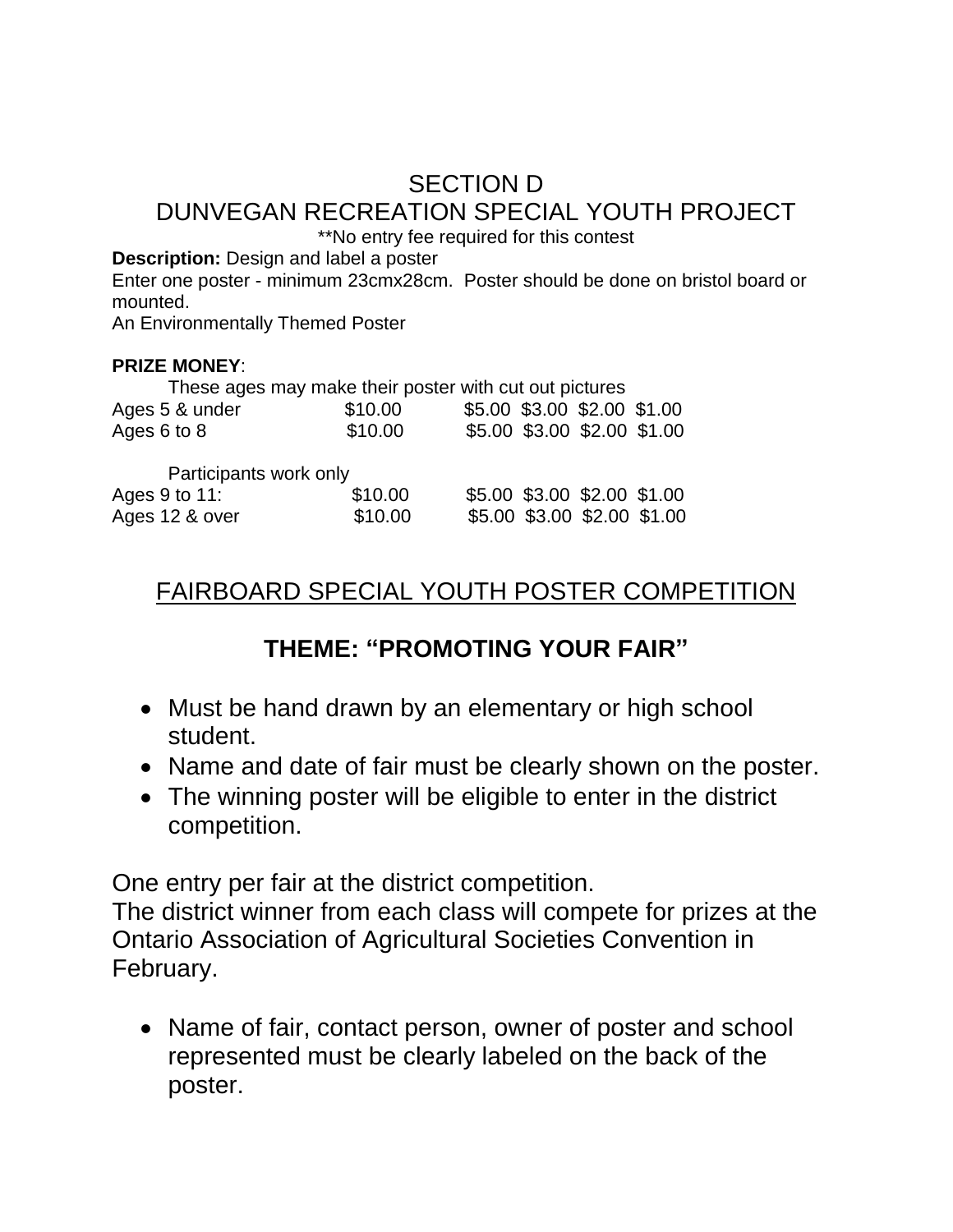# SECTION D
# DUNVEGAN RECREATION SPECIAL YOUTH PROJECT

**No entry fee required for this contest

**Description:** Design and label a poster

Enter one poster - minimum 23cmx28cm. Poster should be done on bristol board or mounted.

An Environmentally Themed Poster

**PRIZE MONEY**:

These ages may make their poster with cut out pictures

| | | | | | |
|---|---|---|---|---|---|
| Ages 5 & under | $10.00 | $5.00 | $3.00 | $2.00 | $1.00 |
| Ages 6 to 8 | $10.00 | $5.00 | $3.00 | $2.00 | $1.00 |

Participants work only

| | | | | | |
|---|---|---|---|---|---|
| Ages 9 to 11: | $10.00 | $5.00 | $3.00 | $2.00 | $1.00 |
| Ages 12 & over | $10.00 | $5.00 | $3.00 | $2.00 | $1.00 |

## FAIRBOARD SPECIAL YOUTH POSTER COMPETITION

## THEME: "PROMOTING YOUR FAIR"

- Must be hand drawn by an elementary or high school student.
- Name and date of fair must be clearly shown on the poster.
- The winning poster will be eligible to enter in the district competition.

One entry per fair at the district competition.
The district winner from each class will compete for prizes at the Ontario Association of Agricultural Societies Convention in February.

- Name of fair, contact person, owner of poster and school represented must be clearly labeled on the back of the poster.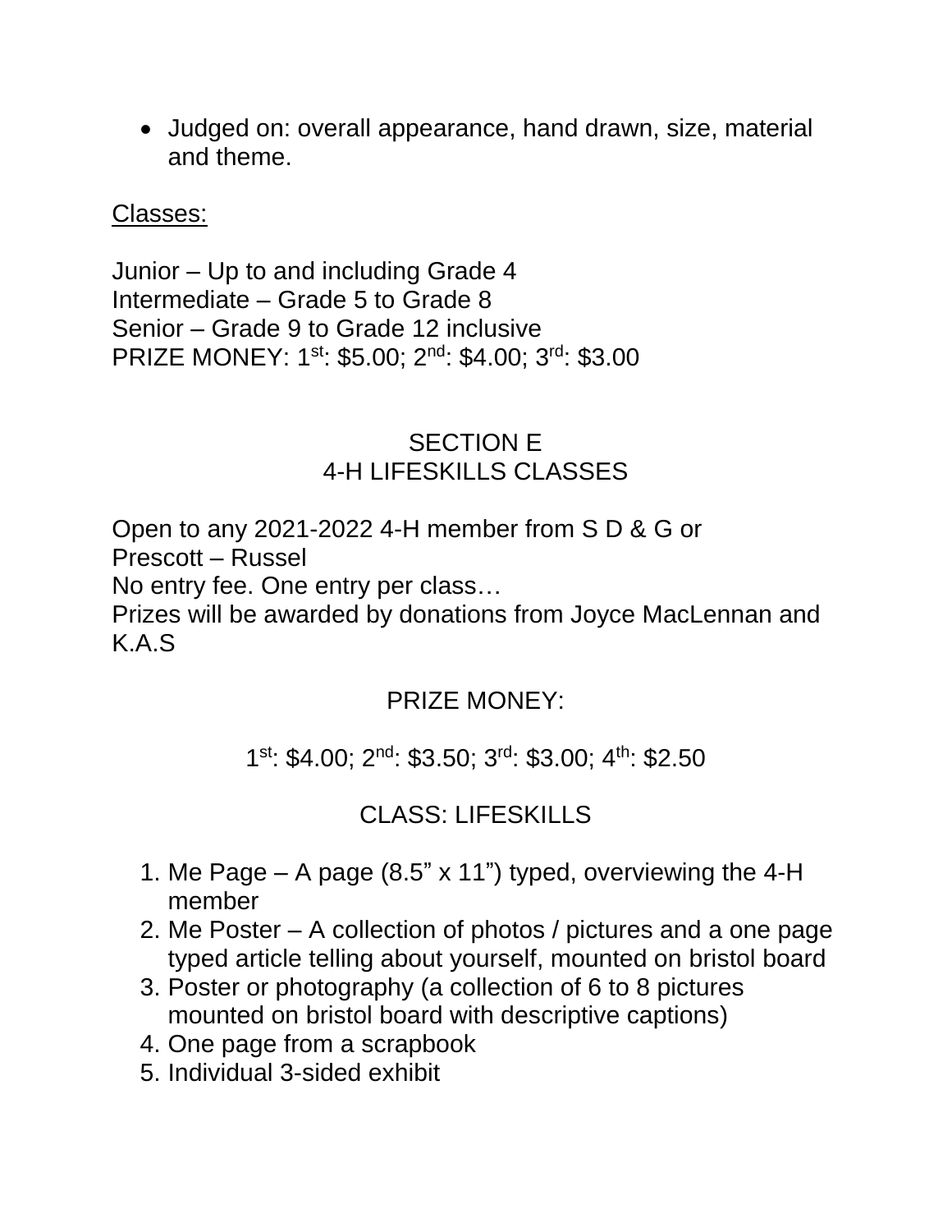- Judged on: overall appearance, hand drawn, size, material and theme.

Classes:

Junior – Up to and including Grade 4
Intermediate – Grade 5 to Grade 8
Senior – Grade 9 to Grade 12 inclusive
PRIZE MONEY: 1st: $5.00; 2nd: $4.00; 3rd: $3.00

## SECTION E
## 4-H LIFESKILLS CLASSES

Open to any 2021-2022 4-H member from S D & G or Prescott – Russel
No entry fee. One entry per class…
Prizes will be awarded by donations from Joyce MacLennan and K.A.S

PRIZE MONEY:

1st: $4.00; 2nd: $3.50; 3rd: $3.00; 4th: $2.50

CLASS: LIFESKILLS

1. Me Page – A page (8.5" x 11") typed, overviewing the 4-H member
2. Me Poster – A collection of photos / pictures and a one page typed article telling about yourself, mounted on bristol board
3. Poster or photography (a collection of 6 to 8 pictures mounted on bristol board with descriptive captions)
4. One page from a scrapbook
5. Individual 3-sided exhibit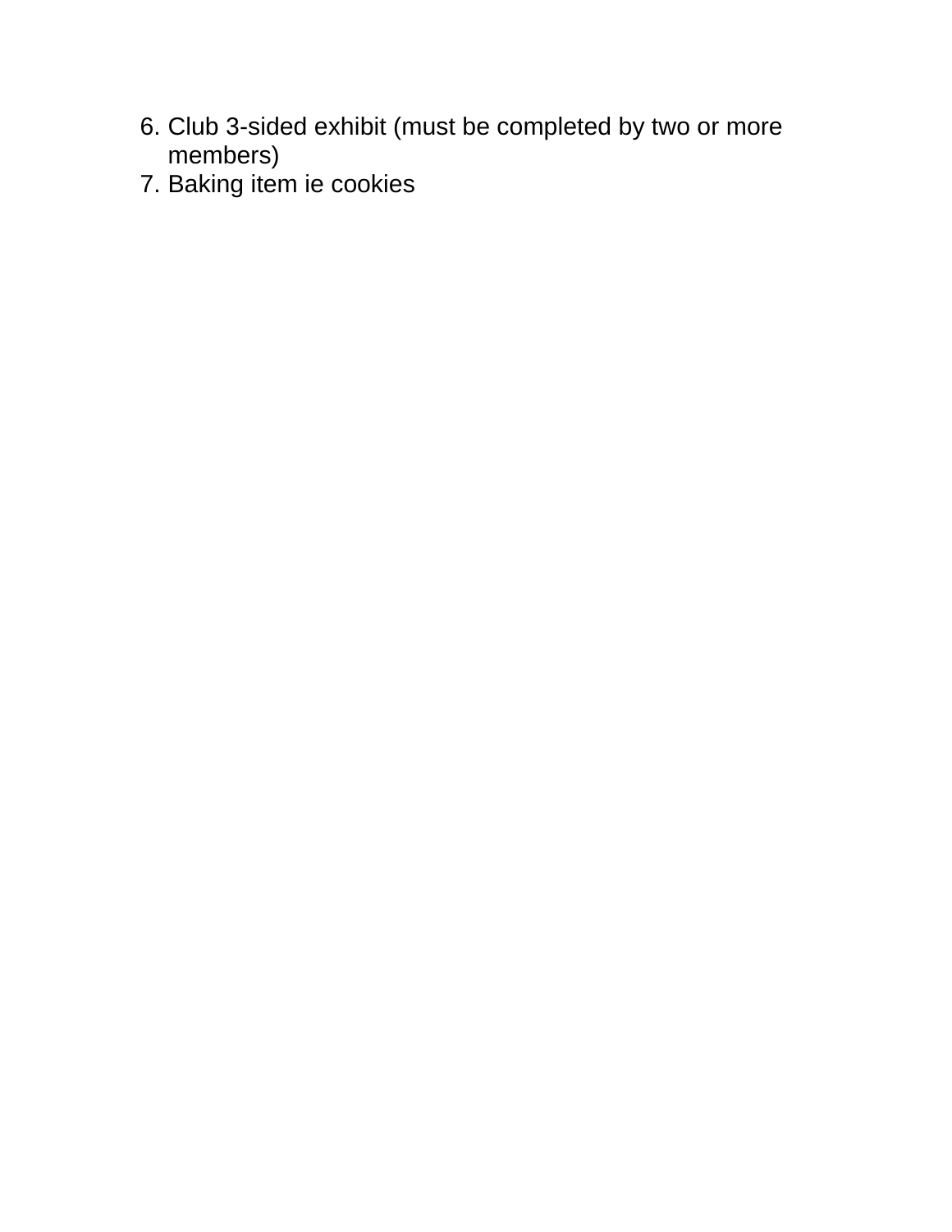6. Club 3-sided exhibit (must be completed by two or more members)
7. Baking item ie cookies